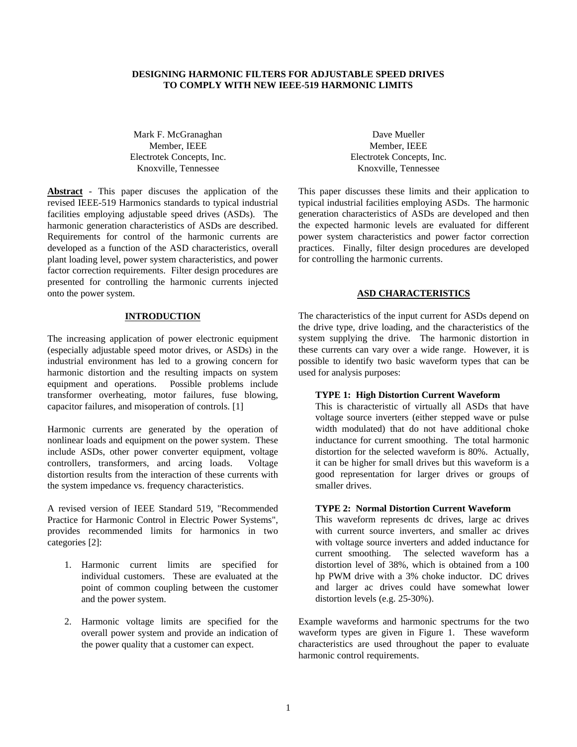# DESIGNING HARMONIC FILTERS FOR ADJUSTABLE SPEED DRIVES TO COMPLY WITH NEW IEEE-519 HARMONIC LIMITS

Mark F. McGranaghan
Member, IEEE
Electrotek Concepts, Inc.
Knoxville, Tennessee

Dave Mueller
Member, IEEE
Electrotek Concepts, Inc.
Knoxville, Tennessee

**Abstract** - This paper discuses the application of the revised IEEE-519 Harmonics standards to typical industrial facilities employing adjustable speed drives (ASDs). The harmonic generation characteristics of ASDs are described. Requirements for control of the harmonic currents are developed as a function of the ASD characteristics, overall plant loading level, power system characteristics, and power factor correction requirements. Filter design procedures are presented for controlling the harmonic currents injected onto the power system.

## INTRODUCTION

The increasing application of power electronic equipment (especially adjustable speed motor drives, or ASDs) in the industrial environment has led to a growing concern for harmonic distortion and the resulting impacts on system equipment and operations. Possible problems include transformer overheating, motor failures, fuse blowing, capacitor failures, and misoperation of controls. [1]

Harmonic currents are generated by the operation of nonlinear loads and equipment on the power system. These include ASDs, other power converter equipment, voltage controllers, transformers, and arcing loads. Voltage distortion results from the interaction of these currents with the system impedance vs. frequency characteristics.

A revised version of IEEE Standard 519, "Recommended Practice for Harmonic Control in Electric Power Systems", provides recommended limits for harmonics in two categories [2]:

1. Harmonic current limits are specified for individual customers. These are evaluated at the point of common coupling between the customer and the power system.
2. Harmonic voltage limits are specified for the overall power system and provide an indication of the power quality that a customer can expect.

This paper discusses these limits and their application to typical industrial facilities employing ASDs. The harmonic generation characteristics of ASDs are developed and then the expected harmonic levels are evaluated for different power system characteristics and power factor correction practices. Finally, filter design procedures are developed for controlling the harmonic currents.

## ASD CHARACTERISTICS

The characteristics of the input current for ASDs depend on the drive type, drive loading, and the characteristics of the system supplying the drive. The harmonic distortion in these currents can vary over a wide range. However, it is possible to identify two basic waveform types that can be used for analysis purposes:

**TYPE 1: High Distortion Current Waveform**
This is characteristic of virtually all ASDs that have voltage source inverters (either stepped wave or pulse width modulated) that do not have additional choke inductance for current smoothing. The total harmonic distortion for the selected waveform is 80%. Actually, it can be higher for small drives but this waveform is a good representation for larger drives or groups of smaller drives.

**TYPE 2: Normal Distortion Current Waveform**
This waveform represents dc drives, large ac drives with current source inverters, and smaller ac drives with voltage source inverters and added inductance for current smoothing. The selected waveform has a distortion level of 38%, which is obtained from a 100 hp PWM drive with a 3% choke inductor. DC drives and larger ac drives could have somewhat lower distortion levels (e.g. 25-30%).

Example waveforms and harmonic spectrums for the two waveform types are given in Figure 1. These waveform characteristics are used throughout the paper to evaluate harmonic control requirements.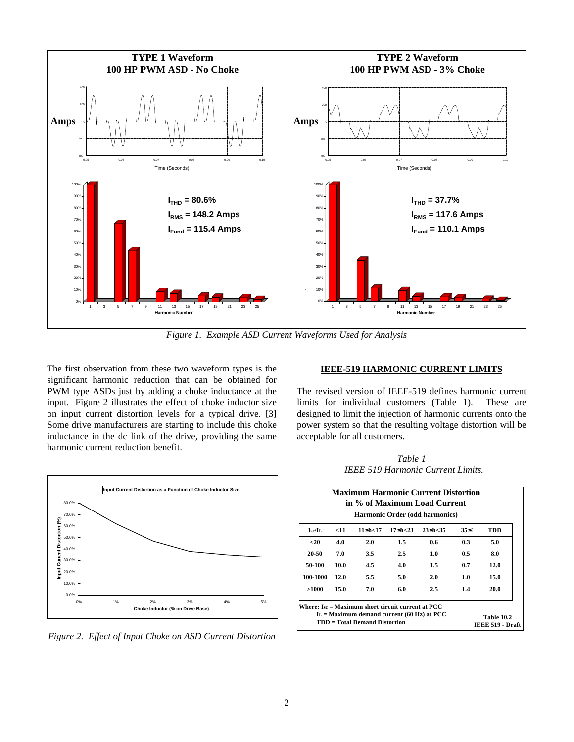**TYPE 1 Waveform**
**100 HP PWM ASD - No Choke**

Amps

400
200
0
-200
-400

0.05 0.06 0.07 0.08 0.09 0.10

Time (Seconds)

$I_{THD}$ = 80.6%
$I_{RMS}$ = 148.2 Amps
$I_{Fund}$ = 115.4 Amps

100% 90% 80% 70% 60% 50% 40% 30% 20% 10% 0%

1 3 5 7 9 11 13 15 17 19 21 23 25

Harmonic Number

**TYPE 2 Waveform**
**100 HP PWM ASD - 3% Choke**

Amps

400
200
0
-200
-400

0.05 0.06 0.07 0.08 0.09 0.10

Time (Seconds)

$I_{THD}$ = 37.7%
$I_{RMS}$ = 117.6 Amps
$I_{Fund}$ = 110.1 Amps

100% 90% 80% 70% 60% 50% 40% 30% 20% 10% 0%

1 3 5 7 9 11 13 15 17 19 21 23 25

Harmonic Number

*Figure 1. Example ASD Current Waveforms Used for Analysis*

The first observation from these two waveform types is the significant harmonic reduction that can be obtained for PWM type ASDs just by adding a choke inductance at the input. Figure 2 illustrates the effect of choke inductor size on input current distortion levels for a typical drive. [3] Some drive manufacturers are starting to include this choke inductance in the dc link of the drive, providing the same harmonic current reduction benefit.

Input Current Distortion as a Function of Choke Inductor Size

Input Current Distortion (%)

80.0% 70.0% 60.0% 50.0% 40.0% 30.0% 20.0% 10.0% 0.0%

0% 1% 2% 3% 4% 5%

Choke Inductor (% on Drive Base)

*Figure 2. Effect of Input Choke on ASD Current Distortion*

## IEEE-519 HARMONIC CURRENT LIMITS

The revised version of IEEE-519 defines harmonic current limits for individual customers (Table 1). These are designed to limit the injection of harmonic currents onto the power system so that the resulting voltage distortion will be acceptable for all customers.

*Table 1*
*IEEE 519 Harmonic Current Limits.*

**Maximum Harmonic Current Distortion in % of Maximum Load Current**
**Harmonic Order (odd harmonics)**

| $I_{SC}/I_L$ | <11 | 11≤h<17 | 17≤h<23 | 23≤h<35 | 35≤ | TDD |
|---|---|---|---|---|---|---|
| <20 | 4.0 | 2.0 | 1.5 | 0.6 | 0.3 | 5.0 |
| 20-50 | 7.0 | 3.5 | 2.5 | 1.0 | 0.5 | 8.0 |
| 50-100 | 10.0 | 4.5 | 4.0 | 1.5 | 0.7 | 12.0 |
| 100-1000 | 12.0 | 5.5 | 5.0 | 2.0 | 1.0 | 15.0 |
| >1000 | 15.0 | 7.0 | 6.0 | 2.5 | 1.4 | 20.0 |

**Where: $I_{SC}$ = Maximum short circuit current at PCC**
**$I_L$ = Maximum demand current (60 Hz) at PCC**
**TDD = Total Demand Distortion**

**Table 10.2**
**IEEE 519 - Draft**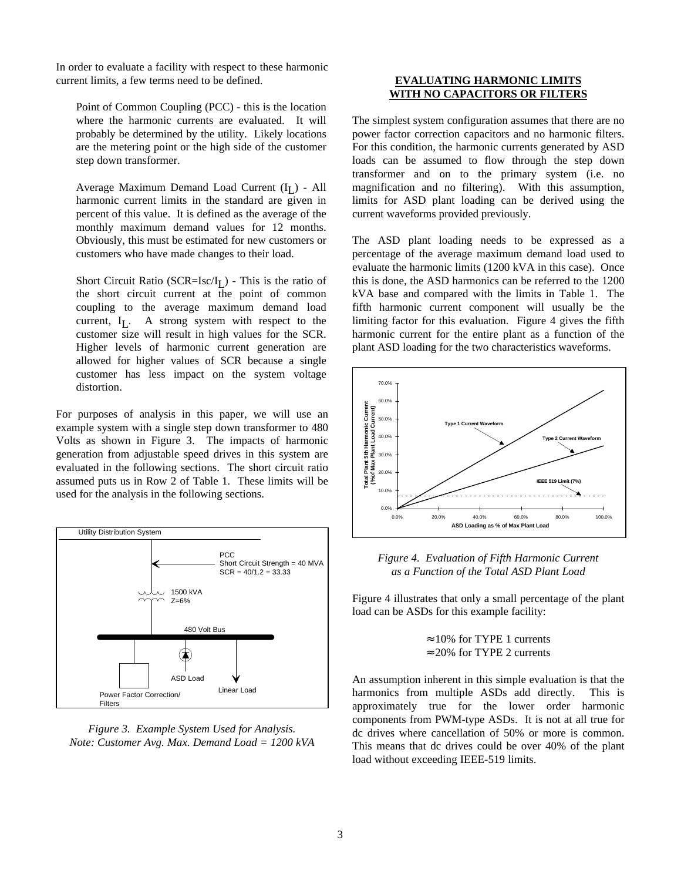In order to evaluate a facility with respect to these harmonic current limits, a few terms need to be defined.

Point of Common Coupling (PCC) - this is the location where the harmonic currents are evaluated. It will probably be determined by the utility. Likely locations are the metering point or the high side of the customer step down transformer.

Average Maximum Demand Load Current ($I_L$) - All harmonic current limits in the standard are given in percent of this value. It is defined as the average of the monthly maximum demand values for 12 months. Obviously, this must be estimated for new customers or customers who have made changes to their load.

Short Circuit Ratio ($SCR=Isc/I_L$) - This is the ratio of the short circuit current at the point of common coupling to the average maximum demand load current, $I_L$. A strong system with respect to the customer size will result in high values for the SCR. Higher levels of harmonic current generation are allowed for higher values of SCR because a single customer has less impact on the system voltage distortion.

For purposes of analysis in this paper, we will use an example system with a single step down transformer to 480 Volts as shown in Figure 3. The impacts of harmonic generation from adjustable speed drives in this system are evaluated in the following sections. The short circuit ratio assumed puts us in Row 2 of Table 1. These limits will be used for the analysis in the following sections.

Utility Distribution System

PCC
Short Circuit Strength = 40 MVA
SCR = 40/1.2 = 33.33

1500 kVA
Z=6%

480 Volt Bus

ASD Load

Linear Load

Power Factor Correction/
Filters

*Figure 3. Example System Used for Analysis. Note: Customer Avg. Max. Demand Load = 1200 kVA*

## EVALUATING HARMONIC LIMITS WITH NO CAPACITORS OR FILTERS

The simplest system configuration assumes that there are no power factor correction capacitors and no harmonic filters. For this condition, the harmonic currents generated by ASD loads can be assumed to flow through the step down transformer and on to the primary system (i.e. no magnification and no filtering). With this assumption, limits for ASD plant loading can be derived using the current waveforms provided previously.

The ASD plant loading needs to be expressed as a percentage of the average maximum demand load used to evaluate the harmonic limits (1200 kVA in this case). Once this is done, the ASD harmonics can be referred to the 1200 kVA base and compared with the limits in Table 1. The fifth harmonic current component will usually be the limiting factor for this evaluation. Figure 4 gives the fifth harmonic current for the entire plant as a function of the plant ASD loading for the two characteristics waveforms.

Total Plant 5th Harmonic Current (%of Max Plant Load Current)

70.0%
60.0%
50.0%
40.0%
30.0%
20.0%
10.0%
0.0%

Type 1 Current Waveform

Type 2 Current Waveform

IEEE 519 Limit (7%)

0.0% 20.0% 40.0% 60.0% 80.0% 100.0%

ASD Loading as % of Max Plant Load

*Figure 4. Evaluation of Fifth Harmonic Current as a Function of the Total ASD Plant Load*

Figure 4 illustrates that only a small percentage of the plant load can be ASDs for this example facility:

≈10% for TYPE 1 currents
≈20% for TYPE 2 currents

An assumption inherent in this simple evaluation is that the harmonics from multiple ASDs add directly. This is approximately true for the lower order harmonic components from PWM-type ASDs. It is not at all true for dc drives where cancellation of 50% or more is common. This means that dc drives could be over 40% of the plant load without exceeding IEEE-519 limits.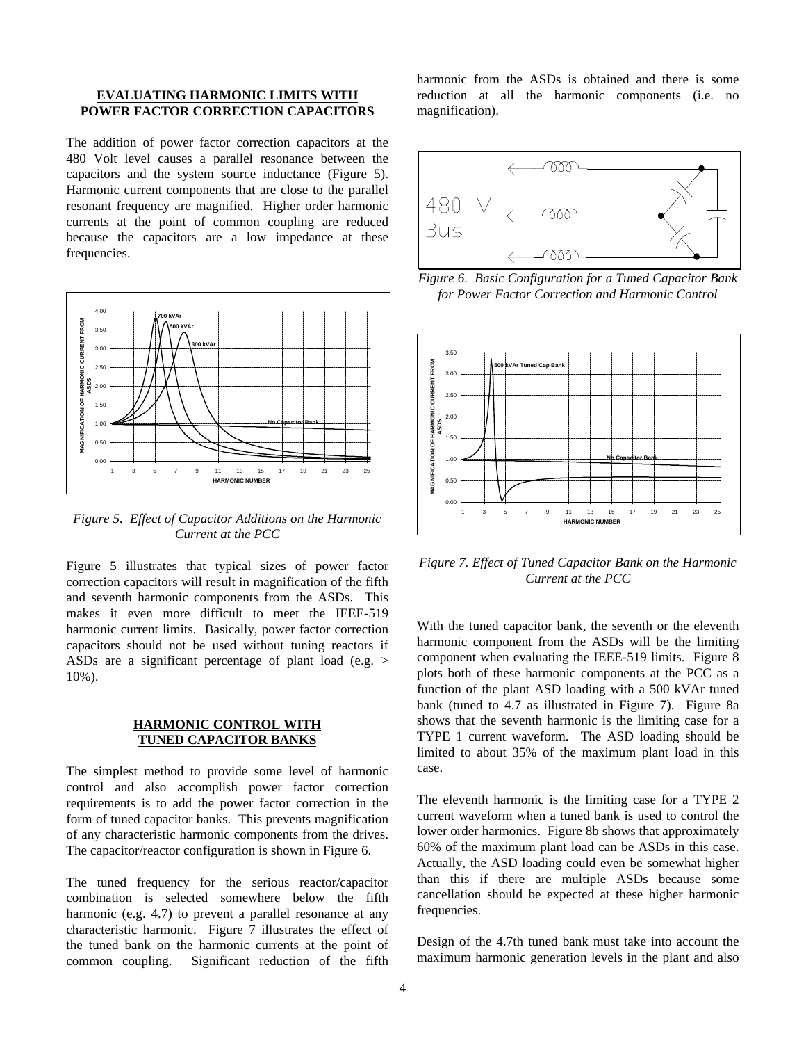## EVALUATING HARMONIC LIMITS WITH POWER FACTOR CORRECTION CAPACITORS

The addition of power factor correction capacitors at the 480 Volt level causes a parallel resonance between the capacitors and the system source inductance (Figure 5). Harmonic current components that are close to the parallel resonant frequency are magnified. Higher order harmonic currents at the point of common coupling are reduced because the capacitors are a low impedance at these frequencies.

MAGNIFICATION OF HARMONIC CURRENT FROM ASDS
4.00
3.50
3.00
2.50
2.00
1.50
1.00
0.50
0.00
700 kVAr
500 kVAr
300 kVAr
No Capacitor Bank
1 3 5 7 9 11 13 15 17 19 21 23 25
HARMONIC NUMBER

*Figure 5. Effect of Capacitor Additions on the Harmonic Current at the PCC*

Figure 5 illustrates that typical sizes of power factor correction capacitors will result in magnification of the fifth and seventh harmonic components from the ASDs. This makes it even more difficult to meet the IEEE-519 harmonic current limits. Basically, power factor correction capacitors should not be used without tuning reactors if ASDs are a significant percentage of plant load (e.g. > 10%).

## HARMONIC CONTROL WITH TUNED CAPACITOR BANKS

The simplest method to provide some level of harmonic control and also accomplish power factor correction requirements is to add the power factor correction in the form of tuned capacitor banks. This prevents magnification of any characteristic harmonic components from the drives. The capacitor/reactor configuration is shown in Figure 6.

The tuned frequency for the serious reactor/capacitor combination is selected somewhere below the fifth harmonic (e.g. 4.7) to prevent a parallel resonance at any characteristic harmonic. Figure 7 illustrates the effect of the tuned bank on the harmonic currents at the point of common coupling. Significant reduction of the fifth harmonic from the ASDs is obtained and there is some reduction at all the harmonic components (i.e. no magnification).

480 V
Bus

*Figure 6. Basic Configuration for a Tuned Capacitor Bank for Power Factor Correction and Harmonic Control*

MAGNIFICATION OF HARMONIC CURRENT FROM ASDS
3.50
3.00
2.50
2.00
1.50
1.00
0.50
0.00
500 kVAr Tuned Cap Bank
No Capacitor Bank
1 3 5 7 9 11 13 15 17 19 21 23 25
HARMONIC NUMBER

*Figure 7. Effect of Tuned Capacitor Bank on the Harmonic Current at the PCC*

With the tuned capacitor bank, the seventh or the eleventh harmonic component from the ASDs will be the limiting component when evaluating the IEEE-519 limits. Figure 8 plots both of these harmonic components at the PCC as a function of the plant ASD loading with a 500 kVAr tuned bank (tuned to 4.7 as illustrated in Figure 7). Figure 8a shows that the seventh harmonic is the limiting case for a TYPE 1 current waveform. The ASD loading should be limited to about 35% of the maximum plant load in this case.

The eleventh harmonic is the limiting case for a TYPE 2 current waveform when a tuned bank is used to control the lower order harmonics. Figure 8b shows that approximately 60% of the maximum plant load can be ASDs in this case. Actually, the ASD loading could even be somewhat higher than this if there are multiple ASDs because some cancellation should be expected at these higher harmonic frequencies.

Design of the 4.7th tuned bank must take into account the maximum harmonic generation levels in the plant and also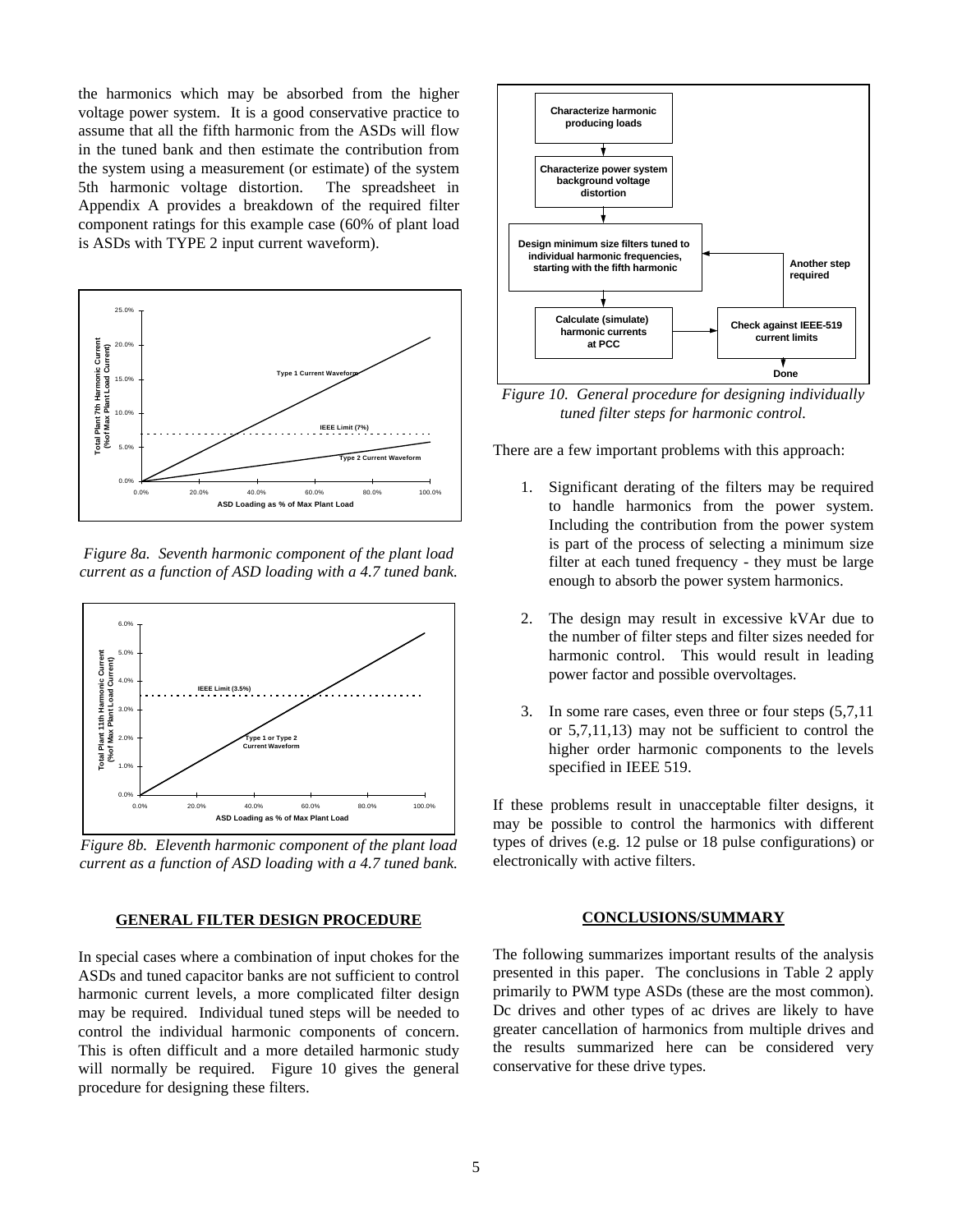the harmonics which may be absorbed from the higher voltage power system. It is a good conservative practice to assume that all the fifth harmonic from the ASDs will flow in the tuned bank and then estimate the contribution from the system using a measurement (or estimate) of the system 5th harmonic voltage distortion. The spreadsheet in Appendix A provides a breakdown of the required filter component ratings for this example case (60% of plant load is ASDs with TYPE 2 input current waveform).

25.0%
20.0%
15.0%
10.0%
5.0%
0.0%
Total Plant 7th Harmonic Current (% of Max Plant Load Current)
Type 1 Current Waveform
IEEE Limit (7%)
Type 2 Current Waveform
0.0% 20.0% 40.0% 60.0% 80.0% 100.0%
ASD Loading as % of Max Plant Load

*Figure 8a. Seventh harmonic component of the plant load current as a function of ASD loading with a 4.7 tuned bank.*

6.0%
5.0%
4.0%
3.0%
2.0%
1.0%
0.0%
Total Plant 11th Harmonic Current (% of Max Plant Load Current)
IEEE Limit (3.5%)
Type 1 or Type 2 Current Waveform
0.0% 20.0% 40.0% 60.0% 80.0% 100.0%
ASD Loading as % of Max Plant Load

*Figure 8b. Eleventh harmonic component of the plant load current as a function of ASD loading with a 4.7 tuned bank.*

## GENERAL FILTER DESIGN PROCEDURE

In special cases where a combination of input chokes for the ASDs and tuned capacitor banks are not sufficient to control harmonic current levels, a more complicated filter design may be required. Individual tuned steps will be needed to control the individual harmonic components of concern. This is often difficult and a more detailed harmonic study will normally be required. Figure 10 gives the general procedure for designing these filters.

Characterize harmonic producing loads
Characterize power system background voltage distortion
Design minimum size filters tuned to individual harmonic frequencies, starting with the fifth harmonic
Calculate (simulate) harmonic currents at PCC
Check against IEEE-519 current limits
Another step required
Done

*Figure 10. General procedure for designing individually tuned filter steps for harmonic control.*

There are a few important problems with this approach:

1. Significant derating of the filters may be required to handle harmonics from the power system. Including the contribution from the power system is part of the process of selecting a minimum size filter at each tuned frequency - they must be large enough to absorb the power system harmonics.

2. The design may result in excessive kVAr due to the number of filter steps and filter sizes needed for harmonic control. This would result in leading power factor and possible overvoltages.

3. In some rare cases, even three or four steps (5,7,11 or 5,7,11,13) may not be sufficient to control the higher order harmonic components to the levels specified in IEEE 519.

If these problems result in unacceptable filter designs, it may be possible to control the harmonics with different types of drives (e.g. 12 pulse or 18 pulse configurations) or electronically with active filters.

## CONCLUSIONS/SUMMARY

The following summarizes important results of the analysis presented in this paper. The conclusions in Table 2 apply primarily to PWM type ASDs (these are the most common). Dc drives and other types of ac drives are likely to have greater cancellation of harmonics from multiple drives and the results summarized here can be considered very conservative for these drive types.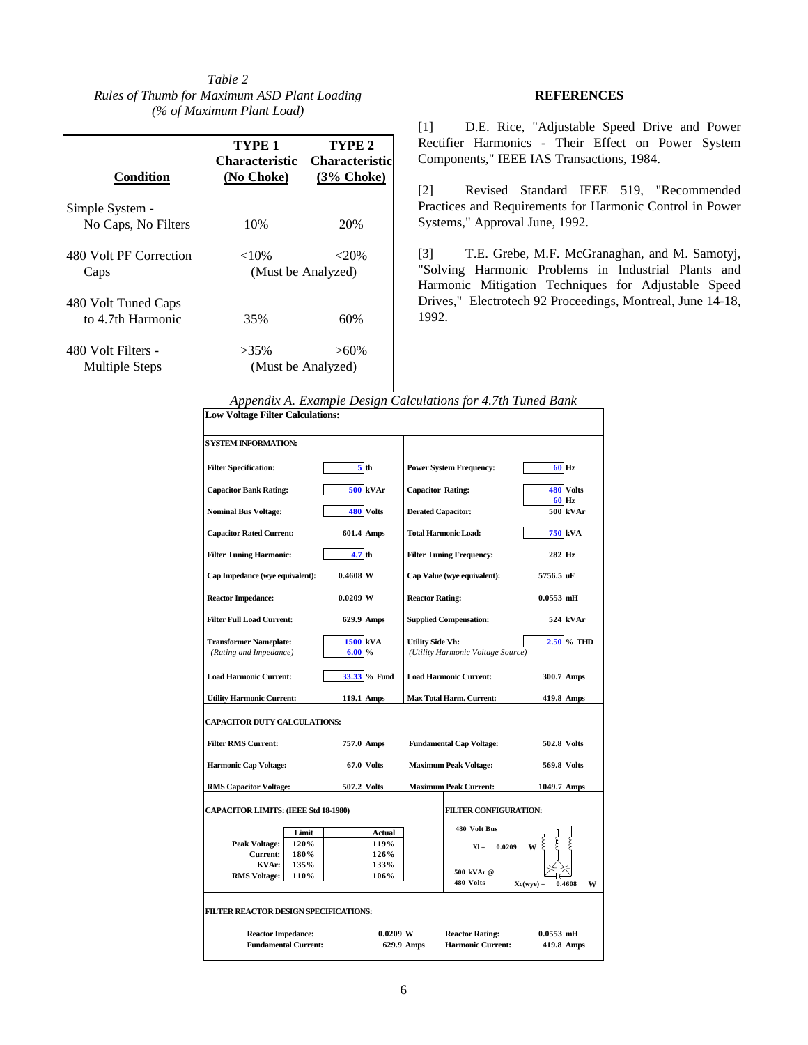*Table 2*
*Rules of Thumb for Maximum ASD Plant Loading*
*(% of Maximum Plant Load)*

| Condition | TYPE 1 Characteristic (No Choke) | TYPE 2 Characteristic (3% Choke) |
|---|---|---|
| Simple System - No Caps, No Filters | 10% | 20% |
| 480 Volt PF Correction Caps | <10% (Must be Analyzed) | <20% (Must be Analyzed) |
| 480 Volt Tuned Caps to 4.7th Harmonic | 35% | 60% |
| 480 Volt Filters - Multiple Steps | >35% (Must be Analyzed) | >60% (Must be Analyzed) |

## REFERENCES

[1] D.E. Rice, "Adjustable Speed Drive and Power Rectifier Harmonics - Their Effect on Power System Components," IEEE IAS Transactions, 1984.

[2] Revised Standard IEEE 519, "Recommended Practices and Requirements for Harmonic Control in Power Systems," Approval June, 1992.

[3] T.E. Grebe, M.F. McGranaghan, and M. Samotyj, "Solving Harmonic Problems in Industrial Plants and Harmonic Mitigation Techniques for Adjustable Speed Drives," Electrotech 92 Proceedings, Montreal, June 14-18, 1992.

*Appendix A. Example Design Calculations for 4.7th Tuned Bank*

**Low Voltage Filter Calculations:**

**SYSTEM INFORMATION:**

| | | | |
|---|---|---|---|
| **Filter Specification:** | 5 th | **Power System Frequency:** | 60 Hz |
| **Capacitor Bank Rating:** | 500 kVAr | **Capacitor Rating:** | 480 Volts 60 Hz |
| **Nominal Bus Voltage:** | 480 Volts | **Derated Capacitor:** | 500 kVAr |
| **Capacitor Rated Current:** | 601.4 Amps | **Total Harmonic Load:** | 750 kVA |
| **Filter Tuning Harmonic:** | 4.7 th | **Filter Tuning Frequency:** | 282 Hz |
| **Cap Impedance (wye equivalent):** | 0.4608 W | **Cap Value (wye equivalent):** | 5756.5 uF |
| **Reactor Impedance:** | 0.0209 W | **Reactor Rating:** | 0.0553 mH |
| **Filter Full Load Current:** | 629.9 Amps | **Supplied Compensation:** | 524 kVAr |
| **Transformer Nameplate:** *(Rating and Impedance)* | 1500 kVA 6.00 % | **Utility Side Vh:** *(Utility Harmonic Voltage Source)* | 2.50 % THD |
| **Load Harmonic Current:** | 33.33 % Fund | **Load Harmonic Current:** | 300.7 Amps |
| **Utility Harmonic Current:** | 119.1 Amps | **Max Total Harm. Current:** | 419.8 Amps |

**CAPACITOR DUTY CALCULATIONS:**

| | | | |
|---|---|---|---|
| **Filter RMS Current:** | 757.0 Amps | **Fundamental Cap Voltage:** | 502.8 Volts |
| **Harmonic Cap Voltage:** | 67.0 Volts | **Maximum Peak Voltage:** | 569.8 Volts |
| **RMS Capacitor Voltage:** | 507.2 Volts | **Maximum Peak Current:** | 1049.7 Amps |

**CAPACITOR LIMITS: (IEEE Std 18-1980)**

| | Limit | Actual |
|---|---|---|
| **Peak Voltage:** | 120% | 119% |
| **Current:** | 180% | 126% |
| **KVAr:** | 135% | 133% |
| **RMS Voltage:** | 110% | 106% |

**FILTER CONFIGURATION:**

480 Volt Bus

Xl = 0.0209 W

500 kVAr @ 480 Volts

Xc(wye) = 0.4608 W

**FILTER REACTOR DESIGN SPECIFICATIONS:**

| | | | |
|---|---|---|---|
| **Reactor Impedance:** | 0.0209 W | **Reactor Rating:** | 0.0553 mH |
| **Fundamental Current:** | 629.9 Amps | **Harmonic Current:** | 419.8 Amps |